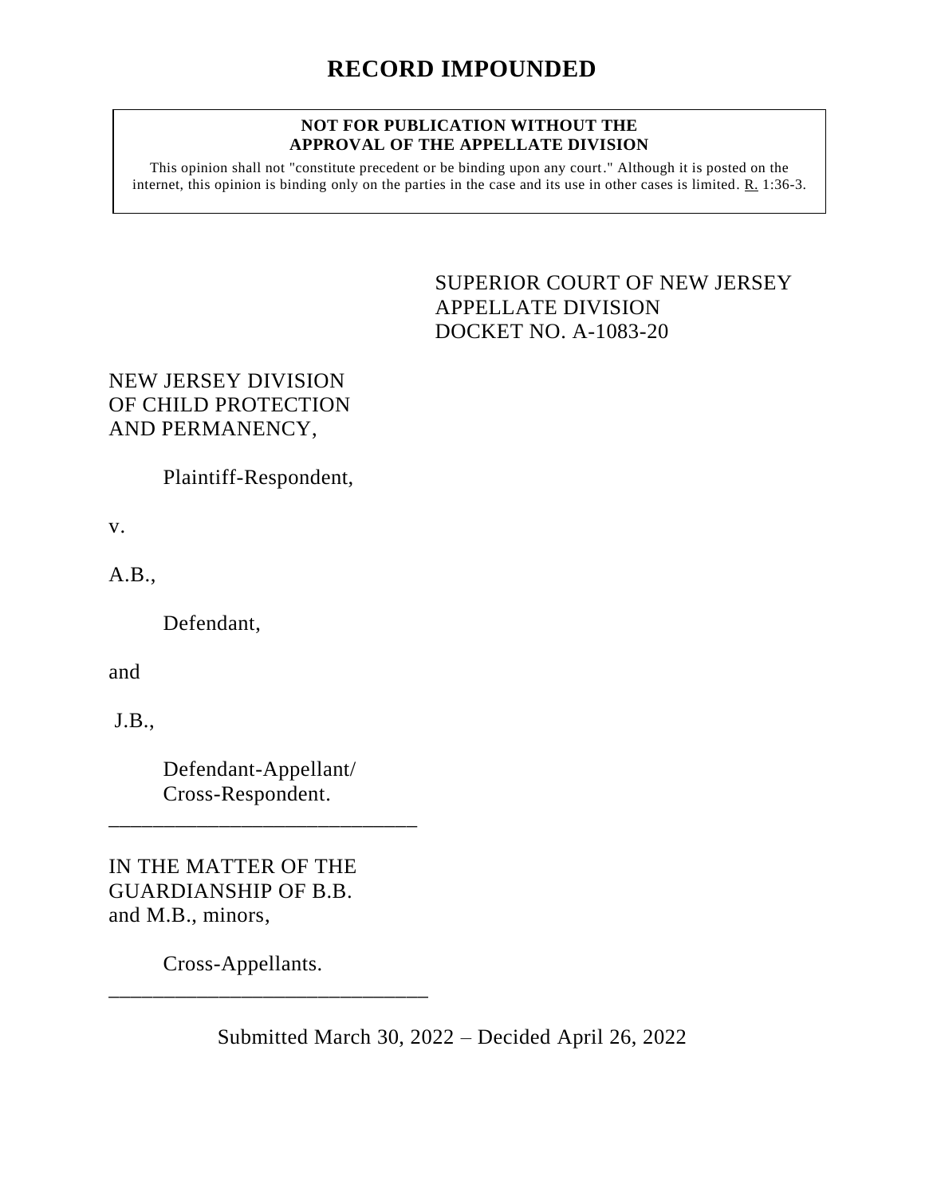# RECORD IMPOUNDED

**NOT FOR PUBLICATION WITHOUT THE APPROVAL OF THE APPELLATE DIVISION**

This opinion shall not "constitute precedent or be binding upon any court." Although it is posted on the internet, this opinion is binding only on the parties in the case and its use in other cases is limited. R. 1:36-3.

SUPERIOR COURT OF NEW JERSEY
APPELLATE DIVISION
DOCKET NO. A-1083-20

NEW JERSEY DIVISION OF CHILD PROTECTION AND PERMANENCY,

Plaintiff-Respondent,

v.

A.B.,

Defendant,

and

J.B.,

Defendant-Appellant/ Cross-Respondent.

---

IN THE MATTER OF THE GUARDIANSHIP OF B.B. and M.B., minors,

Cross-Appellants.

---

Submitted March 30, 2022 – Decided April 26, 2022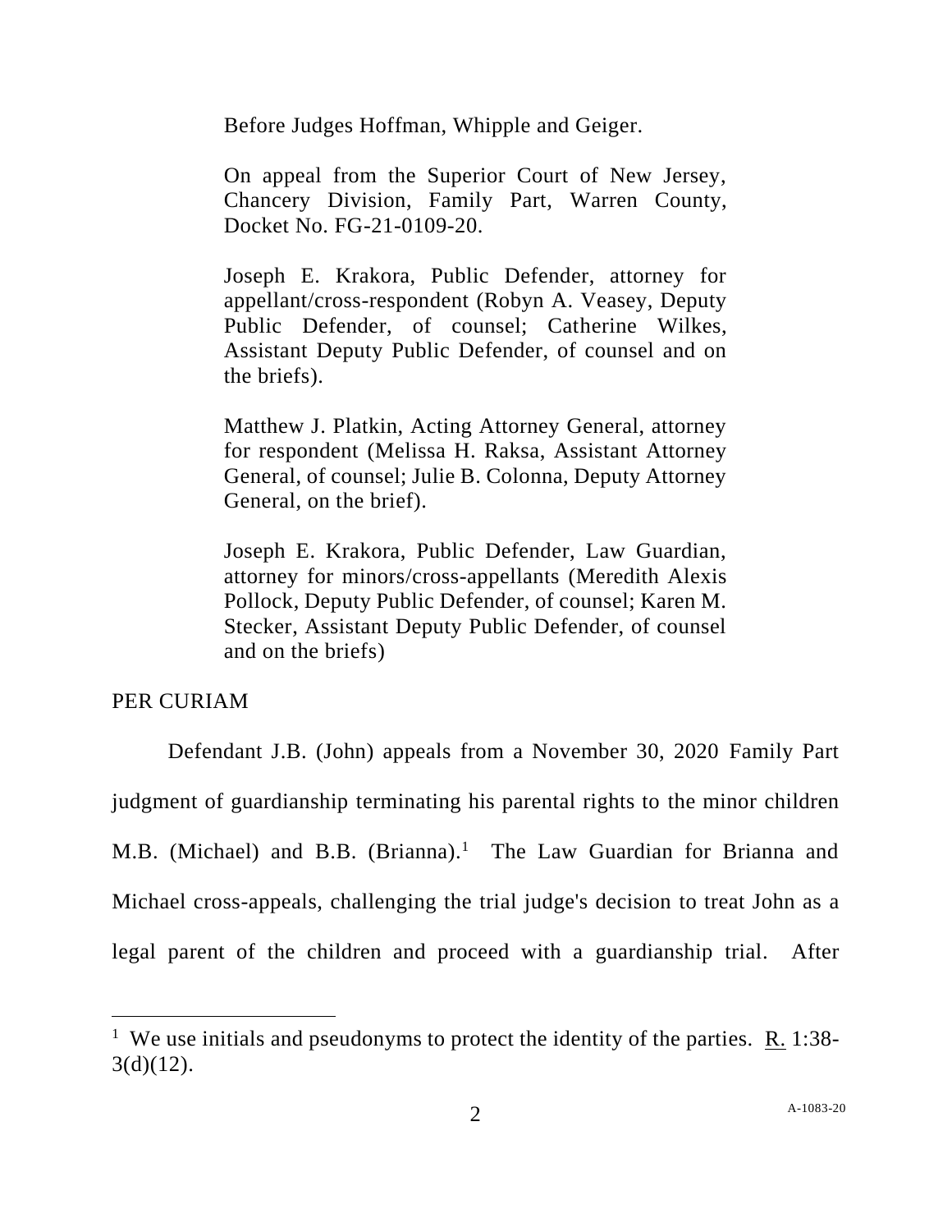Before Judges Hoffman, Whipple and Geiger.

On appeal from the Superior Court of New Jersey, Chancery Division, Family Part, Warren County, Docket No. FG-21-0109-20.

Joseph E. Krakora, Public Defender, attorney for appellant/cross-respondent (Robyn A. Veasey, Deputy Public Defender, of counsel; Catherine Wilkes, Assistant Deputy Public Defender, of counsel and on the briefs).

Matthew J. Platkin, Acting Attorney General, attorney for respondent (Melissa H. Raksa, Assistant Attorney General, of counsel; Julie B. Colonna, Deputy Attorney General, on the brief).

Joseph E. Krakora, Public Defender, Law Guardian, attorney for minors/cross-appellants (Meredith Alexis Pollock, Deputy Public Defender, of counsel; Karen M. Stecker, Assistant Deputy Public Defender, of counsel and on the briefs)

PER CURIAM

Defendant J.B. (John) appeals from a November 30, 2020 Family Part judgment of guardianship terminating his parental rights to the minor children M.B. (Michael) and B.B. (Brianna).[1] The Law Guardian for Brianna and Michael cross-appeals, challenging the trial judge's decision to treat John as a legal parent of the children and proceed with a guardianship trial. After

[1] We use initials and pseudonyms to protect the identity of the parties. R. 1:38-3(d)(12).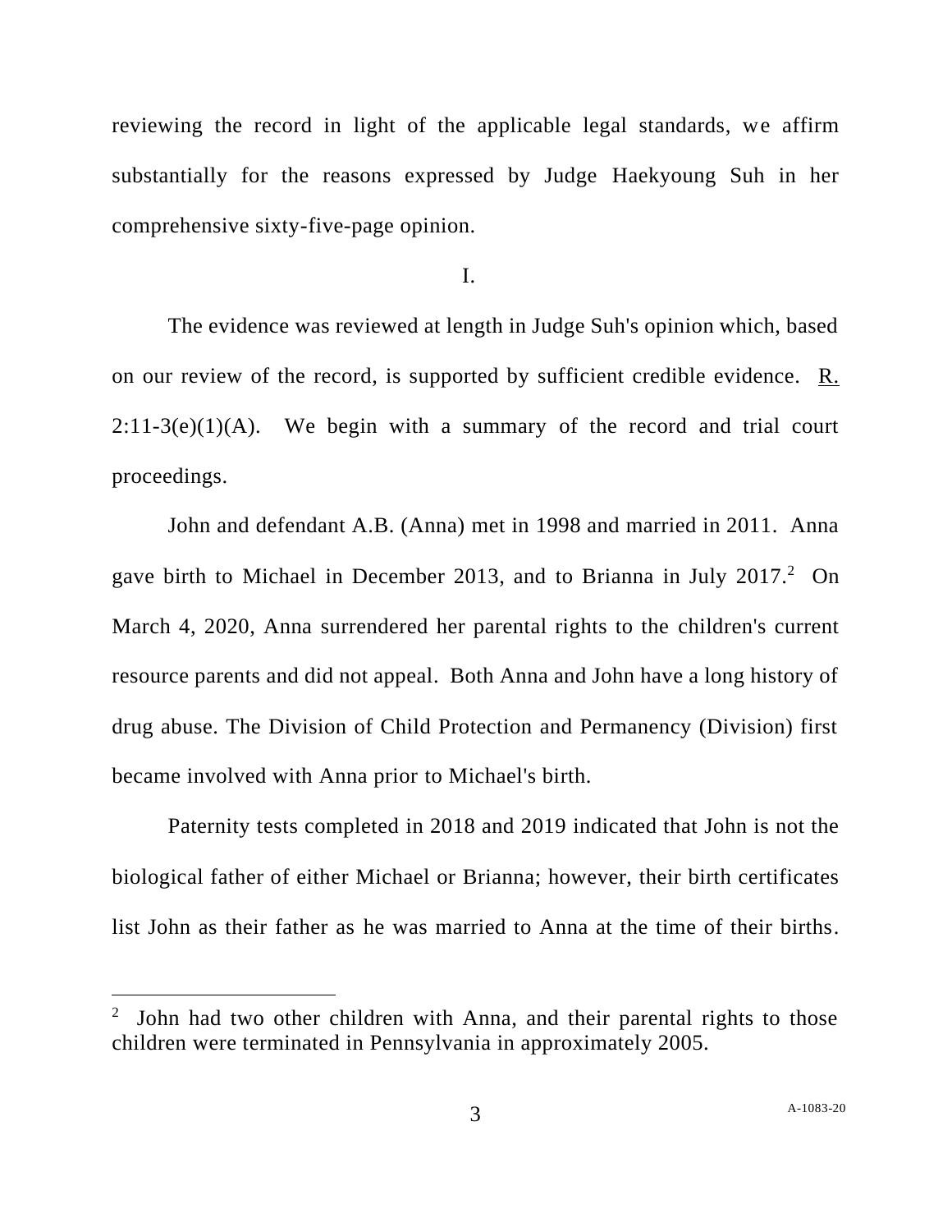reviewing the record in light of the applicable legal standards, we affirm substantially for the reasons expressed by Judge Haekyoung Suh in her comprehensive sixty-five-page opinion.

I.

The evidence was reviewed at length in Judge Suh's opinion which, based on our review of the record, is supported by sufficient credible evidence. R. 2:11-3(e)(1)(A). We begin with a summary of the record and trial court proceedings.

John and defendant A.B. (Anna) met in 1998 and married in 2011. Anna gave birth to Michael in December 2013, and to Brianna in July 2017.[2] On March 4, 2020, Anna surrendered her parental rights to the children's current resource parents and did not appeal. Both Anna and John have a long history of drug abuse. The Division of Child Protection and Permanency (Division) first became involved with Anna prior to Michael's birth.

Paternity tests completed in 2018 and 2019 indicated that John is not the biological father of either Michael or Brianna; however, their birth certificates list John as their father as he was married to Anna at the time of their births.

[2] John had two other children with Anna, and their parental rights to those children were terminated in Pennsylvania in approximately 2005.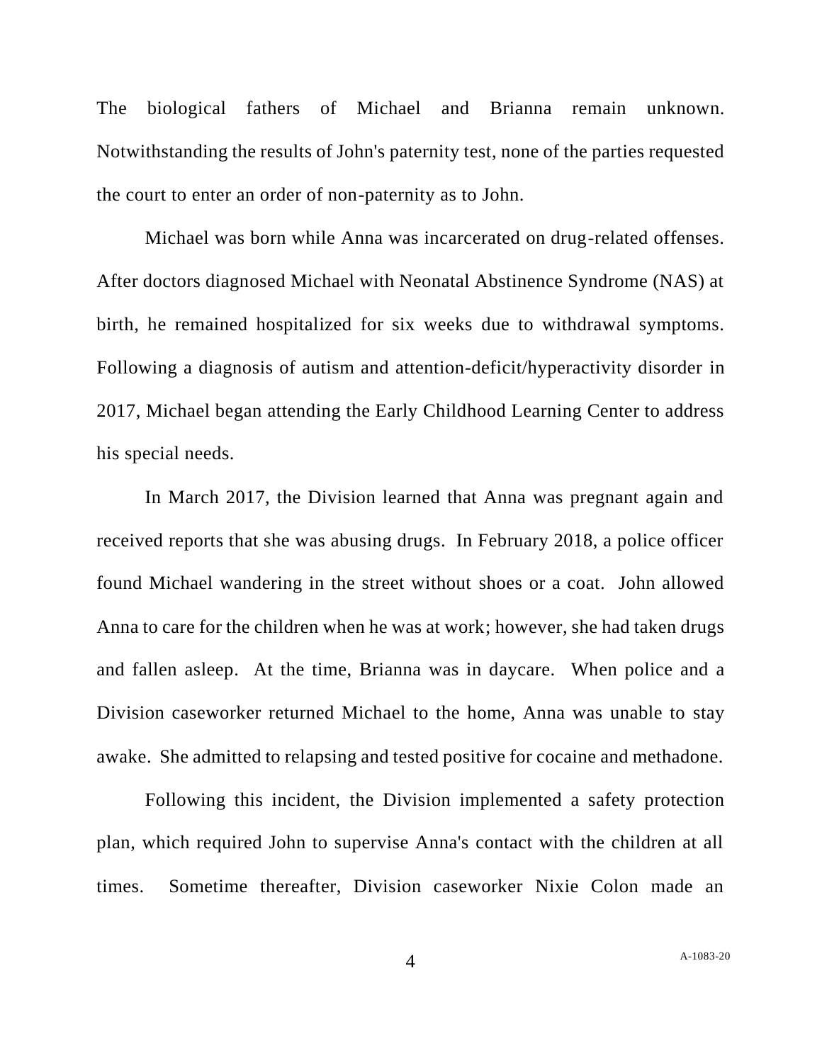The biological fathers of Michael and Brianna remain unknown. Notwithstanding the results of John's paternity test, none of the parties requested the court to enter an order of non-paternity as to John.

Michael was born while Anna was incarcerated on drug-related offenses. After doctors diagnosed Michael with Neonatal Abstinence Syndrome (NAS) at birth, he remained hospitalized for six weeks due to withdrawal symptoms. Following a diagnosis of autism and attention-deficit/hyperactivity disorder in 2017, Michael began attending the Early Childhood Learning Center to address his special needs.

In March 2017, the Division learned that Anna was pregnant again and received reports that she was abusing drugs. In February 2018, a police officer found Michael wandering in the street without shoes or a coat. John allowed Anna to care for the children when he was at work; however, she had taken drugs and fallen asleep. At the time, Brianna was in daycare. When police and a Division caseworker returned Michael to the home, Anna was unable to stay awake. She admitted to relapsing and tested positive for cocaine and methadone.

Following this incident, the Division implemented a safety protection plan, which required John to supervise Anna's contact with the children at all times. Sometime thereafter, Division caseworker Nixie Colon made an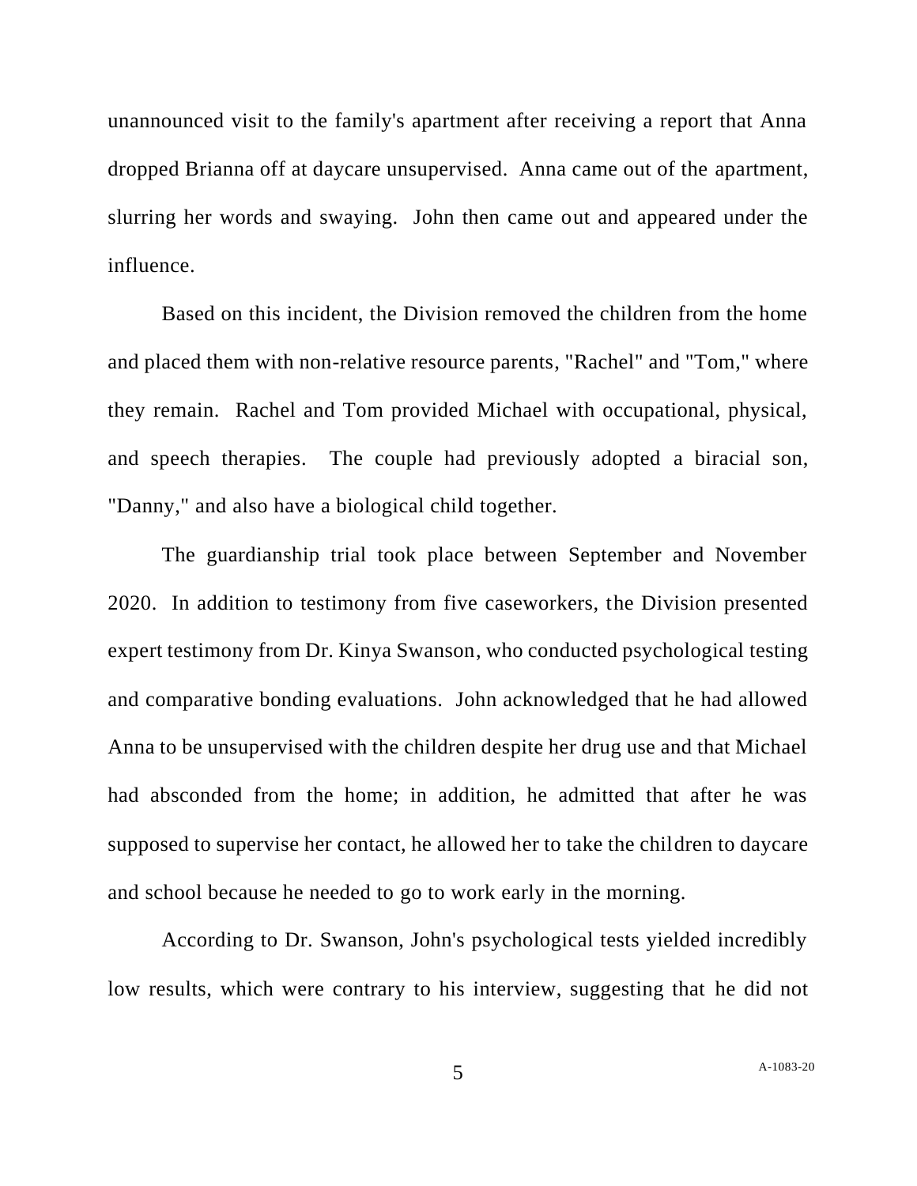unannounced visit to the family's apartment after receiving a report that Anna dropped Brianna off at daycare unsupervised. Anna came out of the apartment, slurring her words and swaying. John then came out and appeared under the influence.

Based on this incident, the Division removed the children from the home and placed them with non-relative resource parents, "Rachel" and "Tom," where they remain. Rachel and Tom provided Michael with occupational, physical, and speech therapies. The couple had previously adopted a biracial son, "Danny," and also have a biological child together.

The guardianship trial took place between September and November 2020. In addition to testimony from five caseworkers, the Division presented expert testimony from Dr. Kinya Swanson, who conducted psychological testing and comparative bonding evaluations. John acknowledged that he had allowed Anna to be unsupervised with the children despite her drug use and that Michael had absconded from the home; in addition, he admitted that after he was supposed to supervise her contact, he allowed her to take the children to daycare and school because he needed to go to work early in the morning.

According to Dr. Swanson, John's psychological tests yielded incredibly low results, which were contrary to his interview, suggesting that he did not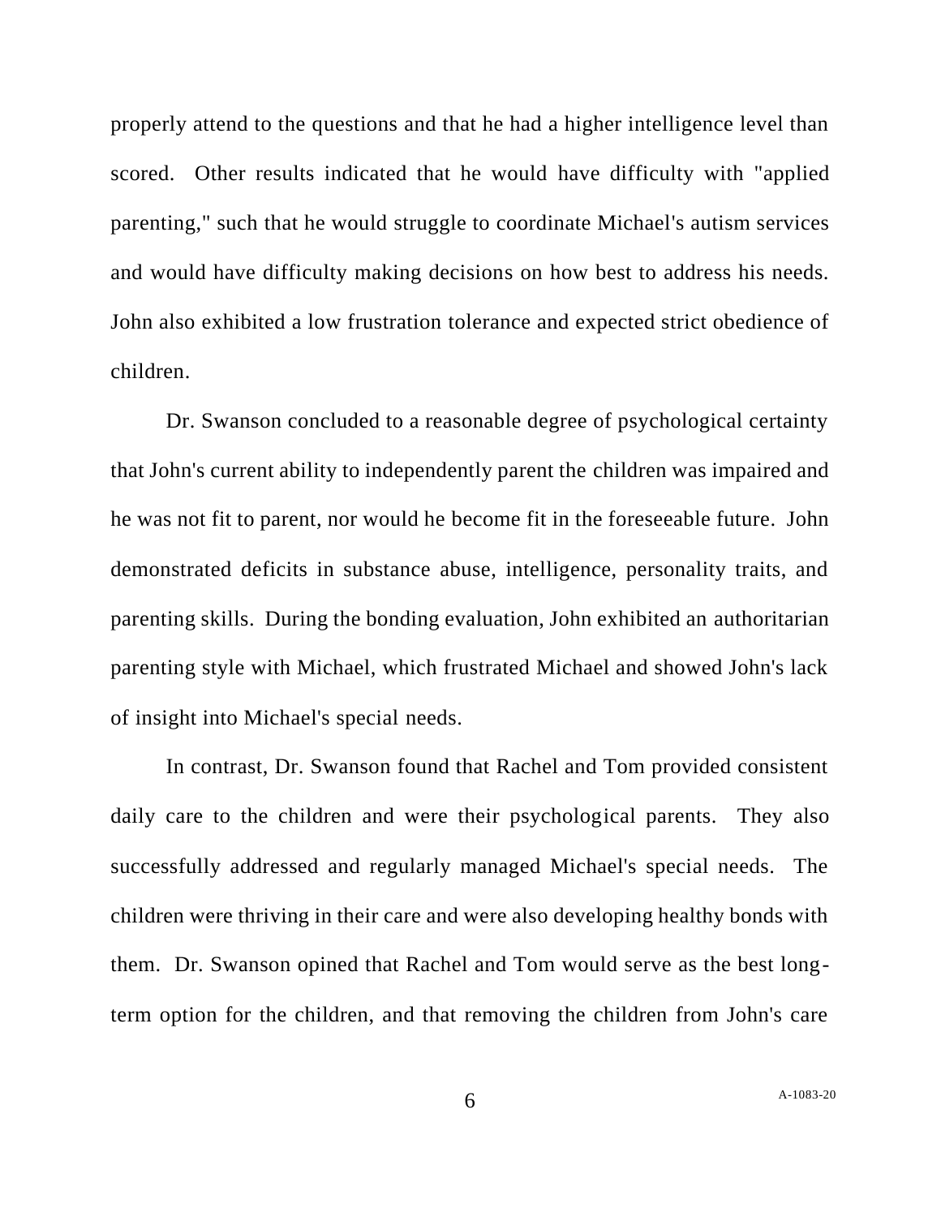properly attend to the questions and that he had a higher intelligence level than scored. Other results indicated that he would have difficulty with "applied parenting," such that he would struggle to coordinate Michael's autism services and would have difficulty making decisions on how best to address his needs. John also exhibited a low frustration tolerance and expected strict obedience of children.

Dr. Swanson concluded to a reasonable degree of psychological certainty that John's current ability to independently parent the children was impaired and he was not fit to parent, nor would he become fit in the foreseeable future. John demonstrated deficits in substance abuse, intelligence, personality traits, and parenting skills. During the bonding evaluation, John exhibited an authoritarian parenting style with Michael, which frustrated Michael and showed John's lack of insight into Michael's special needs.

In contrast, Dr. Swanson found that Rachel and Tom provided consistent daily care to the children and were their psychological parents. They also successfully addressed and regularly managed Michael's special needs. The children were thriving in their care and were also developing healthy bonds with them. Dr. Swanson opined that Rachel and Tom would serve as the best long-term option for the children, and that removing the children from John's care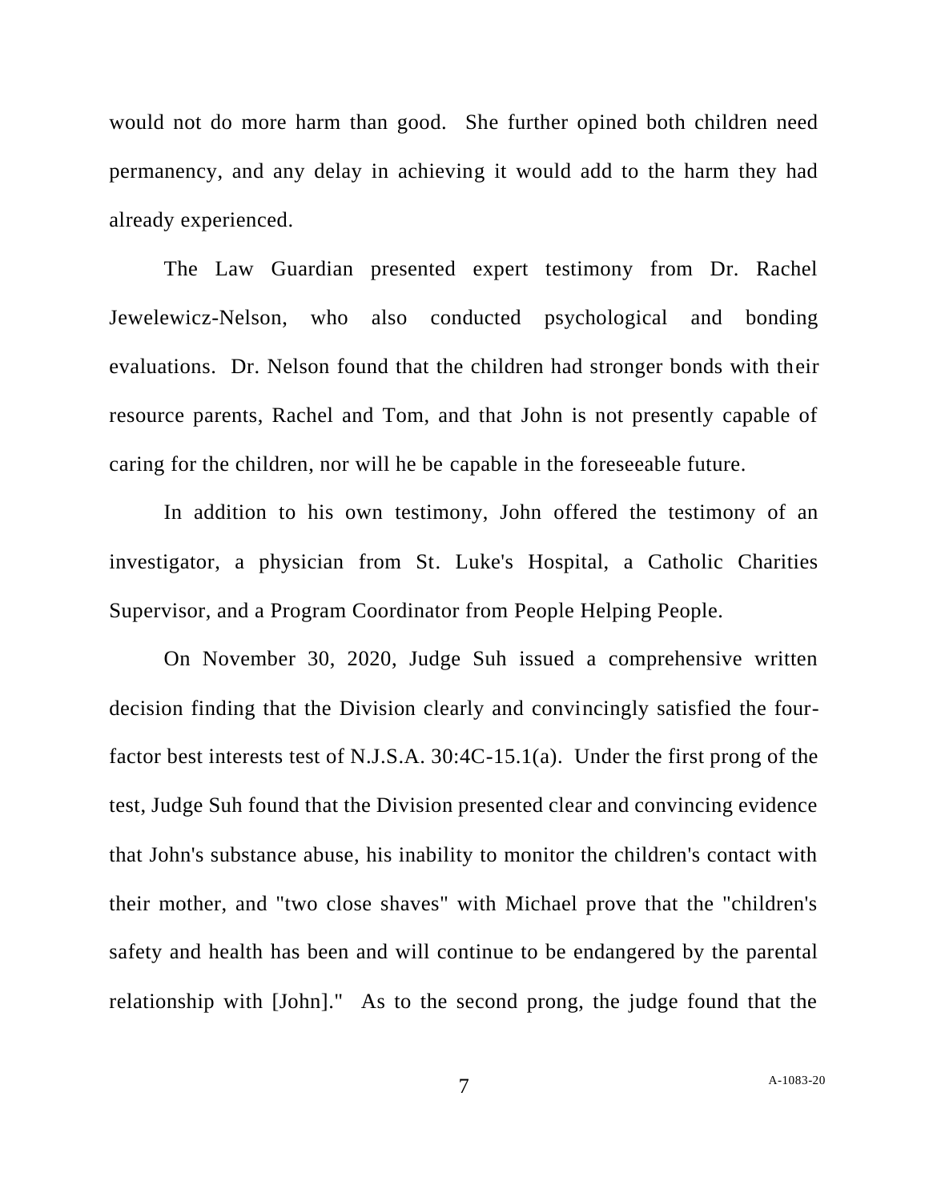would not do more harm than good. She further opined both children need permanency, and any delay in achieving it would add to the harm they had already experienced.

The Law Guardian presented expert testimony from Dr. Rachel Jewelewicz-Nelson, who also conducted psychological and bonding evaluations. Dr. Nelson found that the children had stronger bonds with their resource parents, Rachel and Tom, and that John is not presently capable of caring for the children, nor will he be capable in the foreseeable future.

In addition to his own testimony, John offered the testimony of an investigator, a physician from St. Luke's Hospital, a Catholic Charities Supervisor, and a Program Coordinator from People Helping People.

On November 30, 2020, Judge Suh issued a comprehensive written decision finding that the Division clearly and convincingly satisfied the four-factor best interests test of N.J.S.A. 30:4C-15.1(a). Under the first prong of the test, Judge Suh found that the Division presented clear and convincing evidence that John's substance abuse, his inability to monitor the children's contact with their mother, and "two close shaves" with Michael prove that the "children's safety and health has been and will continue to be endangered by the parental relationship with [John]." As to the second prong, the judge found that the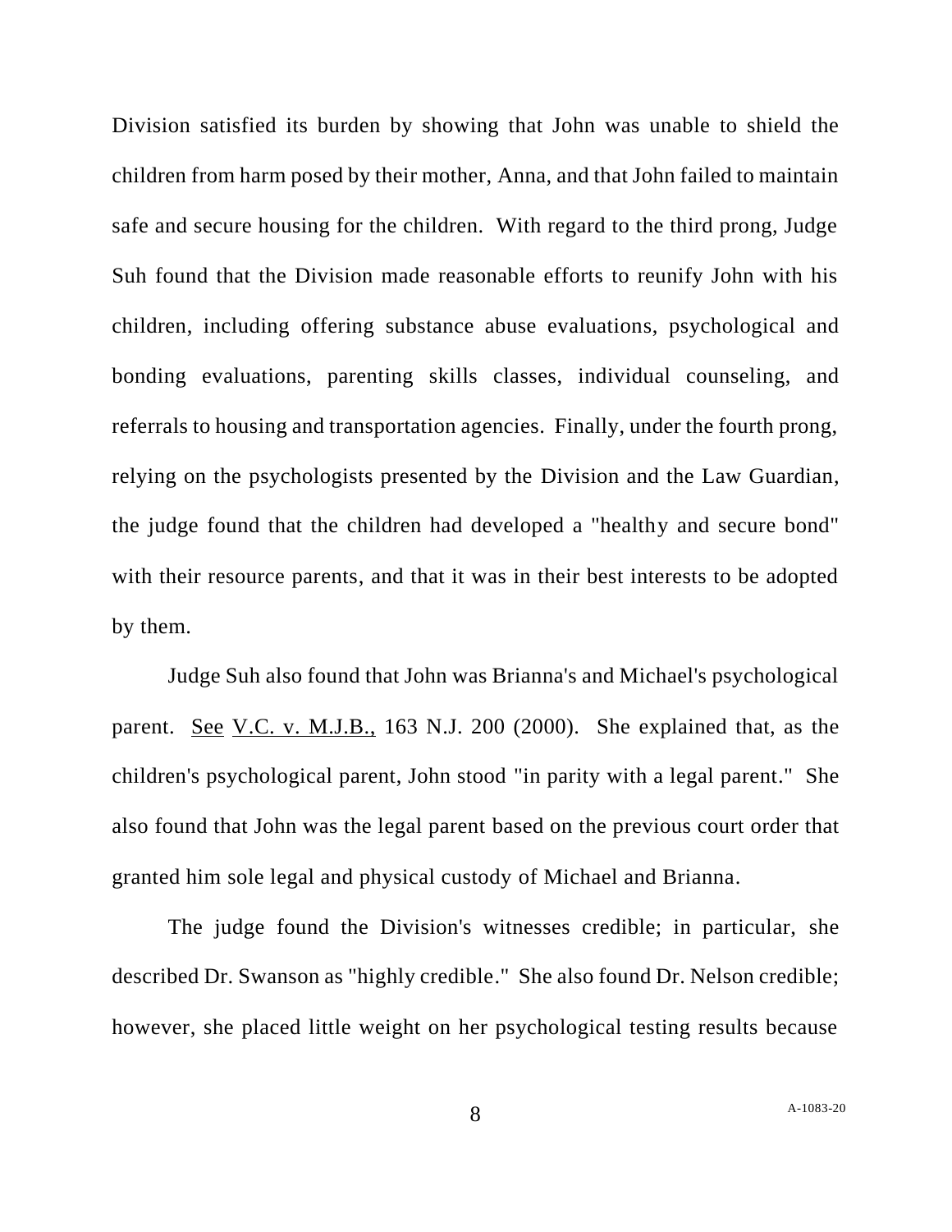Division satisfied its burden by showing that John was unable to shield the children from harm posed by their mother, Anna, and that John failed to maintain safe and secure housing for the children. With regard to the third prong, Judge Suh found that the Division made reasonable efforts to reunify John with his children, including offering substance abuse evaluations, psychological and bonding evaluations, parenting skills classes, individual counseling, and referrals to housing and transportation agencies. Finally, under the fourth prong, relying on the psychologists presented by the Division and the Law Guardian, the judge found that the children had developed a "healthy and secure bond" with their resource parents, and that it was in their best interests to be adopted by them.

Judge Suh also found that John was Brianna's and Michael's psychological parent. See V.C. v. M.J.B., 163 N.J. 200 (2000). She explained that, as the children's psychological parent, John stood "in parity with a legal parent." She also found that John was the legal parent based on the previous court order that granted him sole legal and physical custody of Michael and Brianna.

The judge found the Division's witnesses credible; in particular, she described Dr. Swanson as "highly credible." She also found Dr. Nelson credible; however, she placed little weight on her psychological testing results because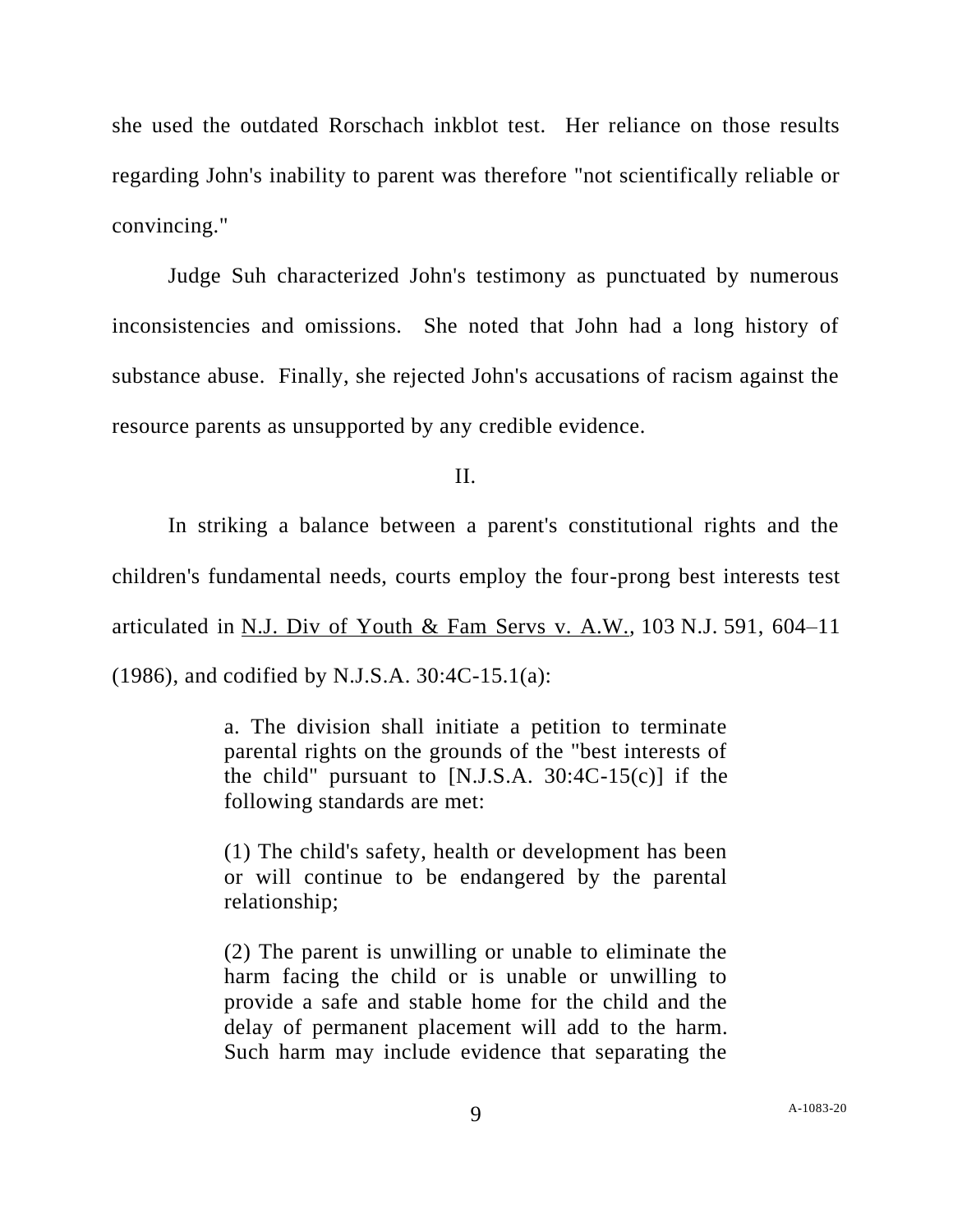she used the outdated Rorschach inkblot test. Her reliance on those results regarding John's inability to parent was therefore "not scientifically reliable or convincing."

Judge Suh characterized John's testimony as punctuated by numerous inconsistencies and omissions. She noted that John had a long history of substance abuse. Finally, she rejected John's accusations of racism against the resource parents as unsupported by any credible evidence.

II.

In striking a balance between a parent's constitutional rights and the children's fundamental needs, courts employ the four-prong best interests test articulated in <u>N.J. Div of Youth & Fam Servs v. A.W.</u>, 103 N.J. 591, 604–11 (1986), and codified by N.J.S.A. 30:4C-15.1(a):

> a. The division shall initiate a petition to terminate parental rights on the grounds of the "best interests of the child" pursuant to [N.J.S.A. 30:4C-15(c)] if the following standards are met:
>
> (1) The child's safety, health or development has been or will continue to be endangered by the parental relationship;
>
> (2) The parent is unwilling or unable to eliminate the harm facing the child or is unable or unwilling to provide a safe and stable home for the child and the delay of permanent placement will add to the harm. Such harm may include evidence that separating the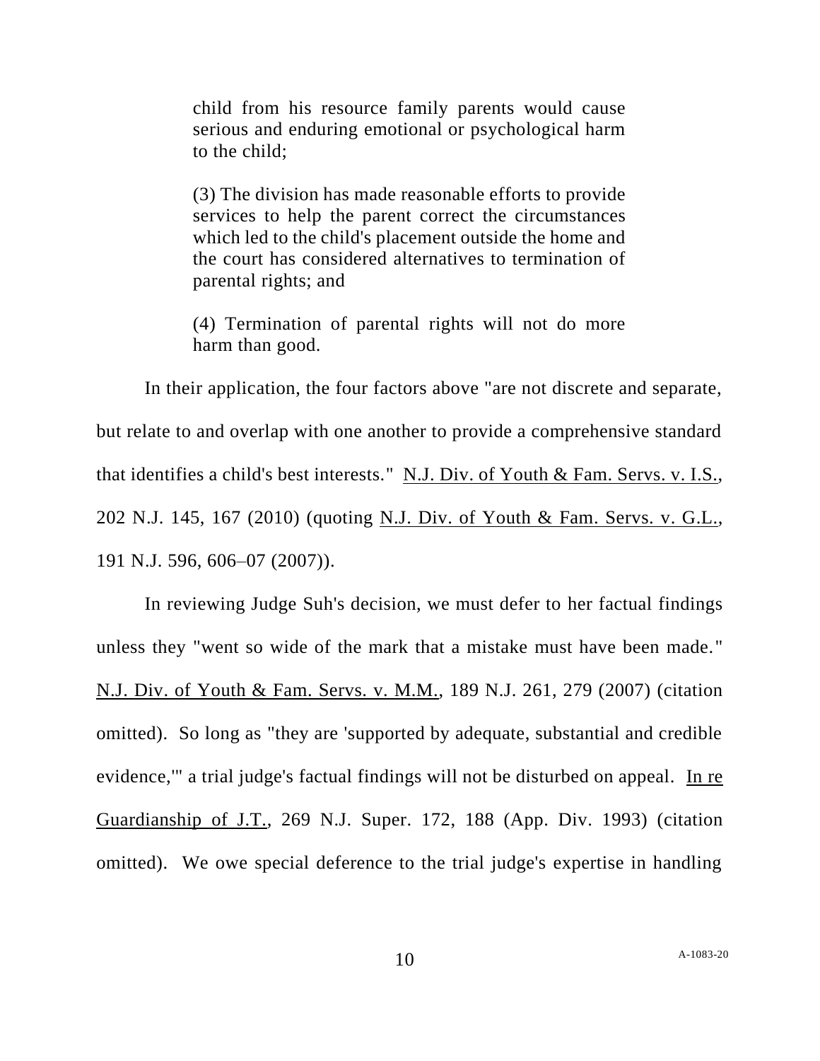> child from his resource family parents would cause serious and enduring emotional or psychological harm to the child;
>
> (3) The division has made reasonable efforts to provide services to help the parent correct the circumstances which led to the child's placement outside the home and the court has considered alternatives to termination of parental rights; and
>
> (4) Termination of parental rights will not do more harm than good.

In their application, the four factors above "are not discrete and separate, but relate to and overlap with one another to provide a comprehensive standard that identifies a child's best interests." N.J. Div. of Youth & Fam. Servs. v. I.S., 202 N.J. 145, 167 (2010) (quoting N.J. Div. of Youth & Fam. Servs. v. G.L., 191 N.J. 596, 606–07 (2007)).

In reviewing Judge Suh's decision, we must defer to her factual findings unless they "went so wide of the mark that a mistake must have been made." N.J. Div. of Youth & Fam. Servs. v. M.M., 189 N.J. 261, 279 (2007) (citation omitted). So long as "they are 'supported by adequate, substantial and credible evidence,'" a trial judge's factual findings will not be disturbed on appeal. In re Guardianship of J.T., 269 N.J. Super. 172, 188 (App. Div. 1993) (citation omitted). We owe special deference to the trial judge's expertise in handling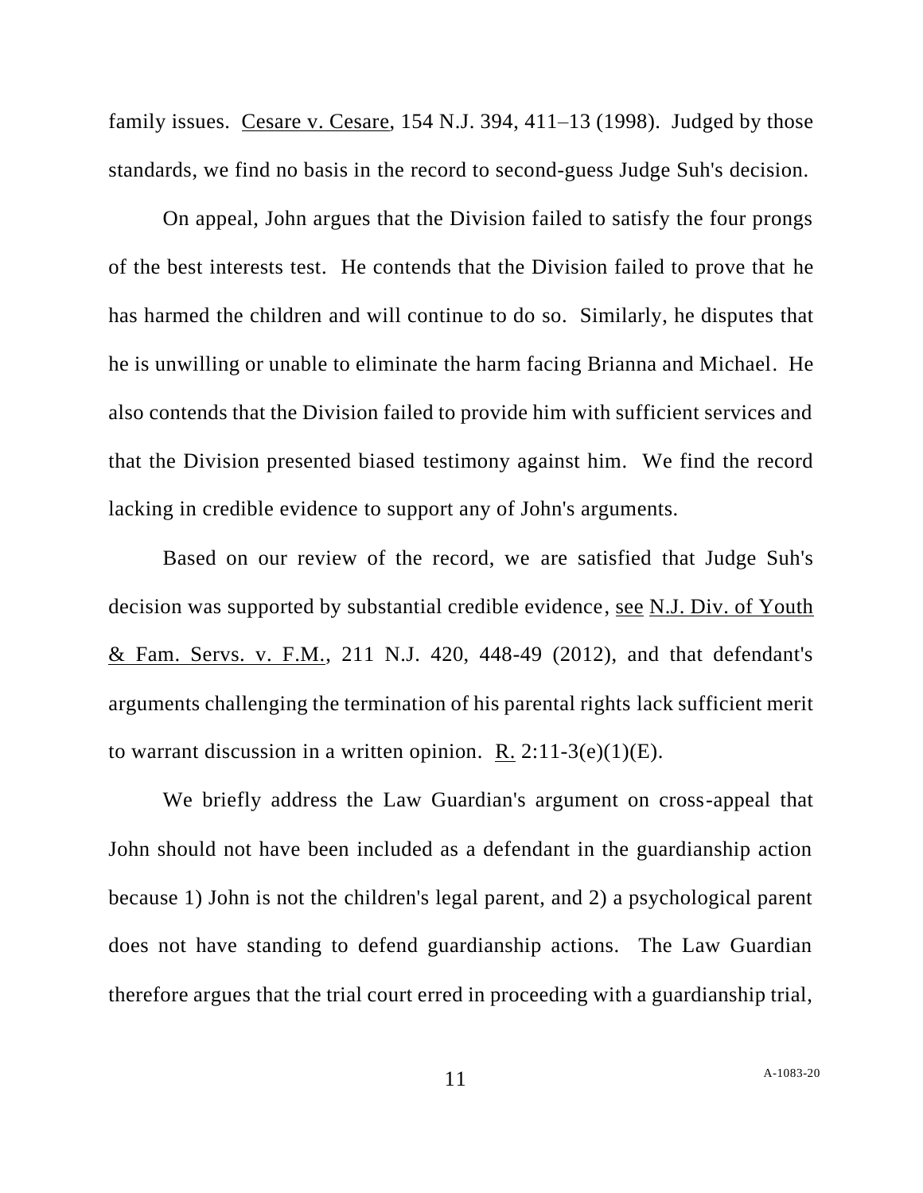family issues. Cesare v. Cesare, 154 N.J. 394, 411–13 (1998). Judged by those standards, we find no basis in the record to second-guess Judge Suh's decision.

On appeal, John argues that the Division failed to satisfy the four prongs of the best interests test. He contends that the Division failed to prove that he has harmed the children and will continue to do so. Similarly, he disputes that he is unwilling or unable to eliminate the harm facing Brianna and Michael. He also contends that the Division failed to provide him with sufficient services and that the Division presented biased testimony against him. We find the record lacking in credible evidence to support any of John's arguments.

Based on our review of the record, we are satisfied that Judge Suh's decision was supported by substantial credible evidence, see N.J. Div. of Youth & Fam. Servs. v. F.M., 211 N.J. 420, 448-49 (2012), and that defendant's arguments challenging the termination of his parental rights lack sufficient merit to warrant discussion in a written opinion. R. 2:11-3(e)(1)(E).

We briefly address the Law Guardian's argument on cross-appeal that John should not have been included as a defendant in the guardianship action because 1) John is not the children's legal parent, and 2) a psychological parent does not have standing to defend guardianship actions. The Law Guardian therefore argues that the trial court erred in proceeding with a guardianship trial,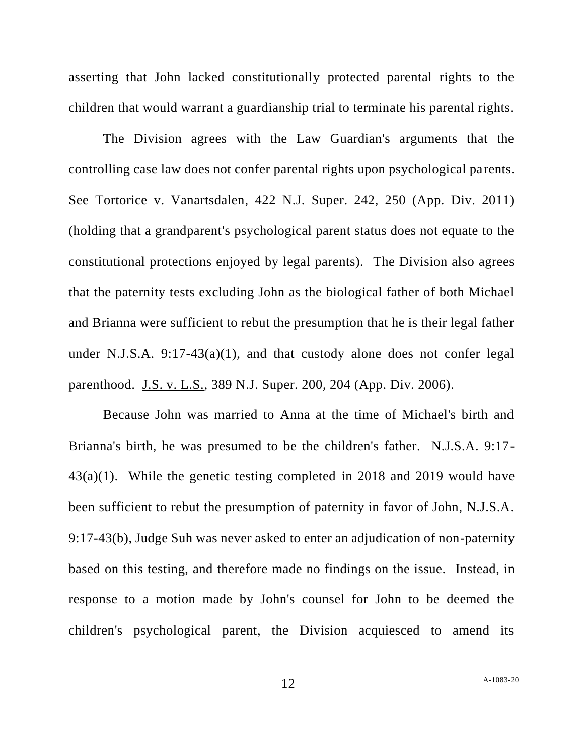asserting that John lacked constitutionally protected parental rights to the children that would warrant a guardianship trial to terminate his parental rights.

The Division agrees with the Law Guardian's arguments that the controlling case law does not confer parental rights upon psychological parents. See Tortorice v. Vanartsdalen, 422 N.J. Super. 242, 250 (App. Div. 2011) (holding that a grandparent's psychological parent status does not equate to the constitutional protections enjoyed by legal parents). The Division also agrees that the paternity tests excluding John as the biological father of both Michael and Brianna were sufficient to rebut the presumption that he is their legal father under N.J.S.A. 9:17-43(a)(1), and that custody alone does not confer legal parenthood. J.S. v. L.S., 389 N.J. Super. 200, 204 (App. Div. 2006).

Because John was married to Anna at the time of Michael's birth and Brianna's birth, he was presumed to be the children's father. N.J.S.A. 9:17-43(a)(1). While the genetic testing completed in 2018 and 2019 would have been sufficient to rebut the presumption of paternity in favor of John, N.J.S.A. 9:17-43(b), Judge Suh was never asked to enter an adjudication of non-paternity based on this testing, and therefore made no findings on the issue. Instead, in response to a motion made by John's counsel for John to be deemed the children's psychological parent, the Division acquiesced to amend its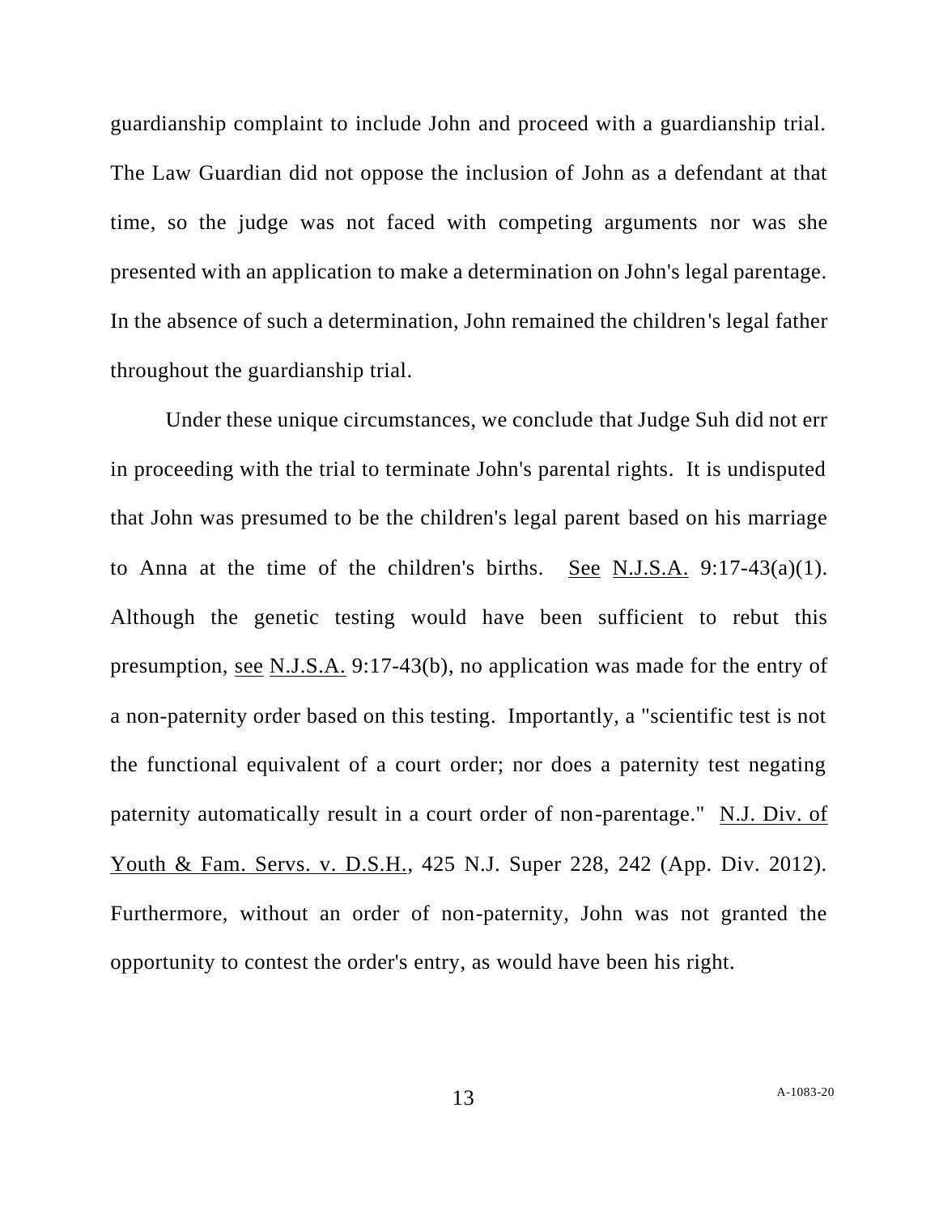guardianship complaint to include John and proceed with a guardianship trial. The Law Guardian did not oppose the inclusion of John as a defendant at that time, so the judge was not faced with competing arguments nor was she presented with an application to make a determination on John's legal parentage. In the absence of such a determination, John remained the children's legal father throughout the guardianship trial.

Under these unique circumstances, we conclude that Judge Suh did not err in proceeding with the trial to terminate John's parental rights. It is undisputed that John was presumed to be the children's legal parent based on his marriage to Anna at the time of the children's births. See N.J.S.A. 9:17-43(a)(1). Although the genetic testing would have been sufficient to rebut this presumption, see N.J.S.A. 9:17-43(b), no application was made for the entry of a non-paternity order based on this testing. Importantly, a "scientific test is not the functional equivalent of a court order; nor does a paternity test negating paternity automatically result in a court order of non-parentage." N.J. Div. of Youth & Fam. Servs. v. D.S.H., 425 N.J. Super 228, 242 (App. Div. 2012). Furthermore, without an order of non-paternity, John was not granted the opportunity to contest the order's entry, as would have been his right.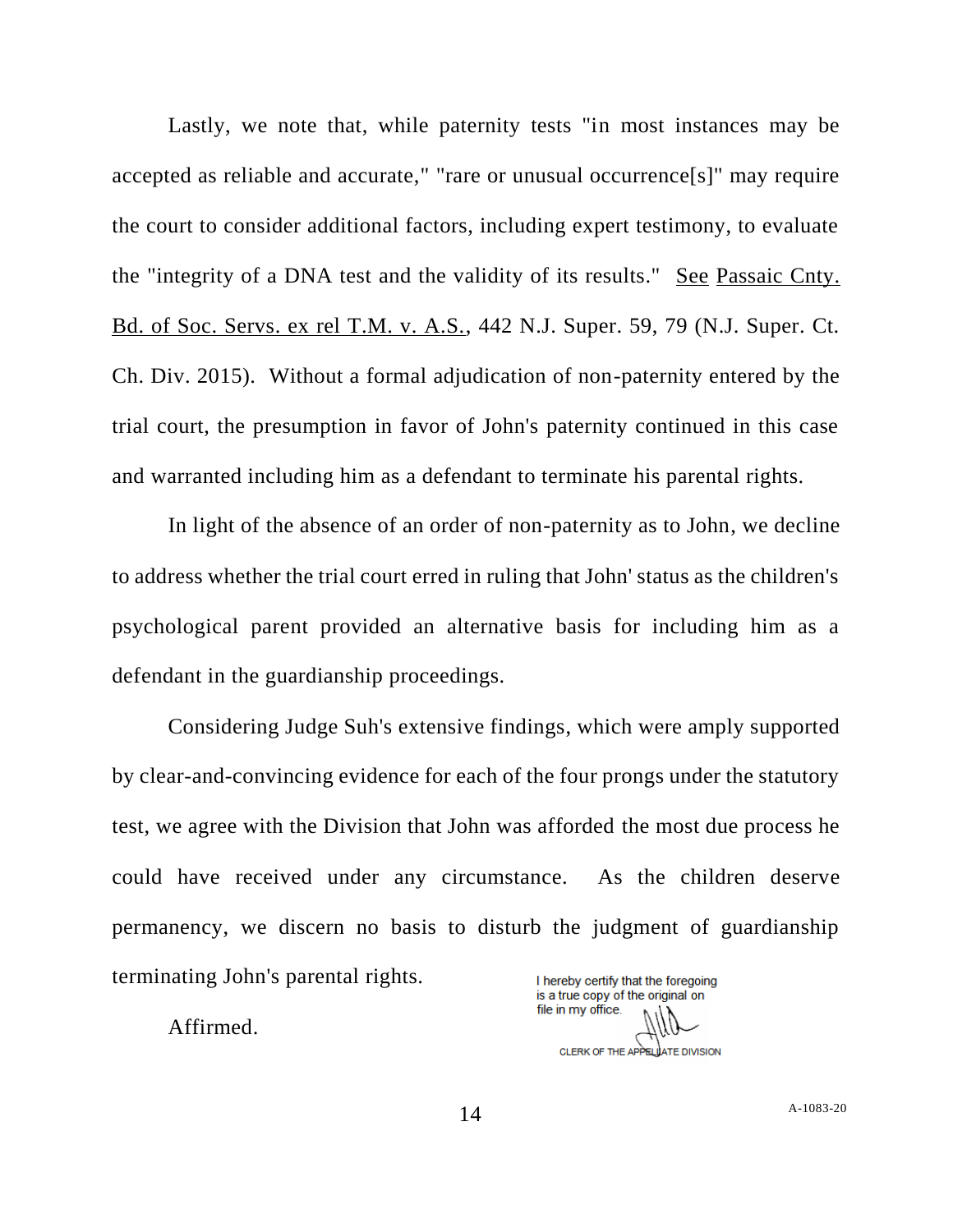Lastly, we note that, while paternity tests "in most instances may be accepted as reliable and accurate," "rare or unusual occurrence[s]" may require the court to consider additional factors, including expert testimony, to evaluate the "integrity of a DNA test and the validity of its results." See Passaic Cnty. Bd. of Soc. Servs. ex rel T.M. v. A.S., 442 N.J. Super. 59, 79 (N.J. Super. Ct. Ch. Div. 2015). Without a formal adjudication of non-paternity entered by the trial court, the presumption in favor of John's paternity continued in this case and warranted including him as a defendant to terminate his parental rights.

In light of the absence of an order of non-paternity as to John, we decline to address whether the trial court erred in ruling that John' status as the children's psychological parent provided an alternative basis for including him as a defendant in the guardianship proceedings.

Considering Judge Suh's extensive findings, which were amply supported by clear-and-convincing evidence for each of the four prongs under the statutory test, we agree with the Division that John was afforded the most due process he could have received under any circumstance. As the children deserve permanency, we discern no basis to disturb the judgment of guardianship terminating John's parental rights.

Affirmed.

I hereby certify that the foregoing is a true copy of the original on file in my office.

CLERK OF THE APPELLATE DIVISION